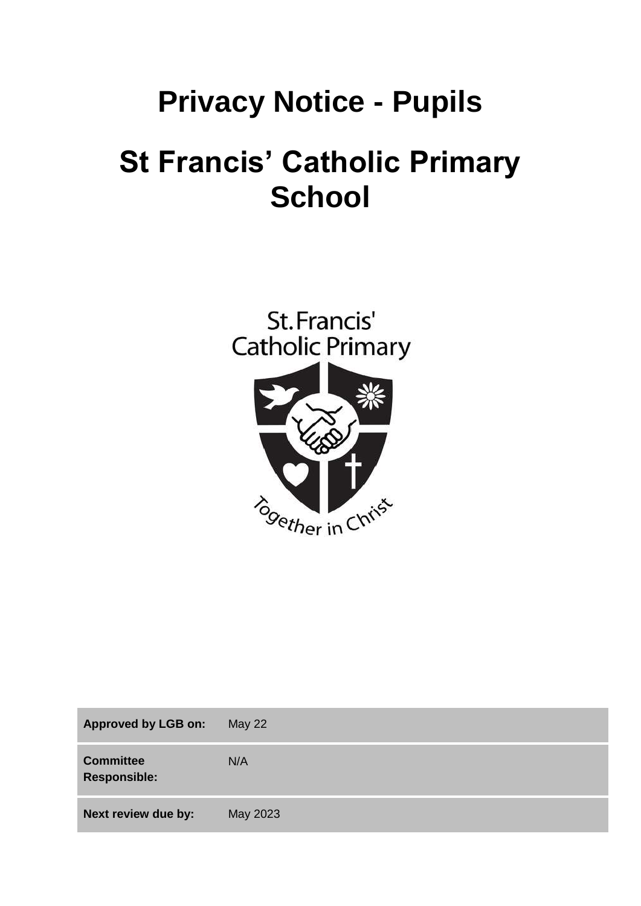# Privacy Notice - Pupils

# St Francis' Catholic Primary School

| Approved by LGB on: | May 22 |
|---|---|
| Committee Responsible: | N/A |
| Next review due by: | May 2023 |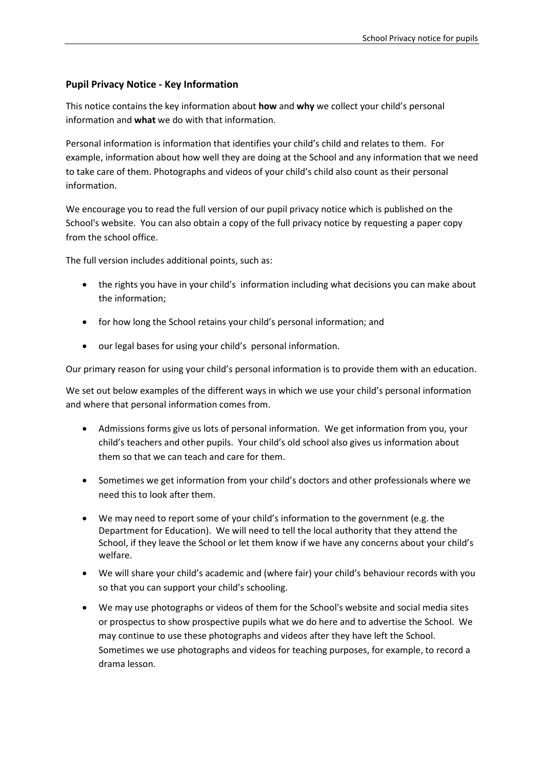## Pupil Privacy Notice - Key Information

This notice contains the key information about **how** and **why** we collect your child's personal information and **what** we do with that information.

Personal information is information that identifies your child's child and relates to them. For example, information about how well they are doing at the School and any information that we need to take care of them. Photographs and videos of your child's child also count as their personal information.

We encourage you to read the full version of our pupil privacy notice which is published on the School's website. You can also obtain a copy of the full privacy notice by requesting a paper copy from the school office.

The full version includes additional points, such as:

- the rights you have in your child's information including what decisions you can make about the information;
- for how long the School retains your child's personal information; and
- our legal bases for using your child's personal information.

Our primary reason for using your child's personal information is to provide them with an education.

We set out below examples of the different ways in which we use your child's personal information and where that personal information comes from.

- Admissions forms give us lots of personal information. We get information from you, your child's teachers and other pupils. Your child's old school also gives us information about them so that we can teach and care for them.
- Sometimes we get information from your child's doctors and other professionals where we need this to look after them.
- We may need to report some of your child's information to the government (e.g. the Department for Education). We will need to tell the local authority that they attend the School, if they leave the School or let them know if we have any concerns about your child's welfare.
- We will share your child's academic and (where fair) your child's behaviour records with you so that you can support your child's schooling.
- We may use photographs or videos of them for the School's website and social media sites or prospectus to show prospective pupils what we do here and to advertise the School. We may continue to use these photographs and videos after they have left the School. Sometimes we use photographs and videos for teaching purposes, for example, to record a drama lesson.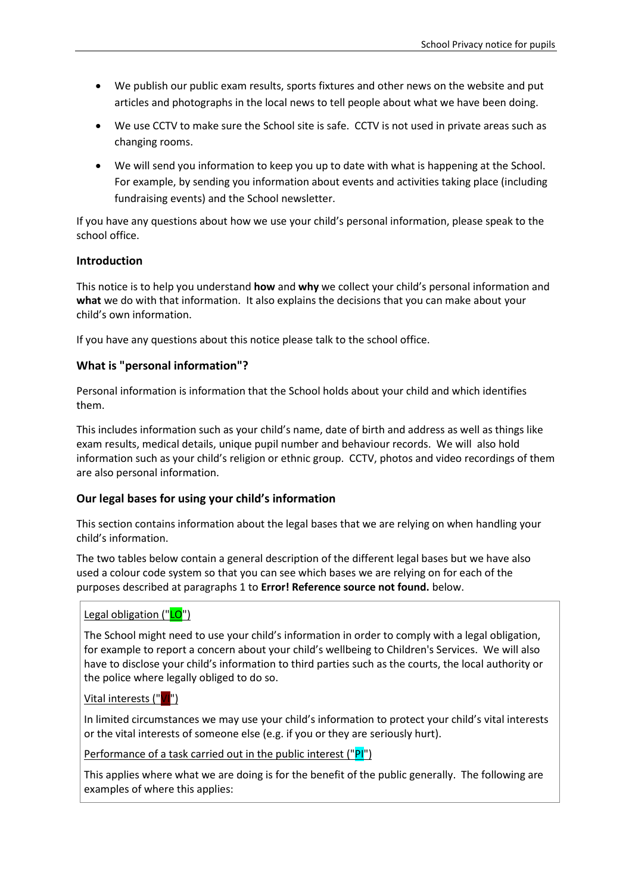- We publish our public exam results, sports fixtures and other news on the website and put articles and photographs in the local news to tell people about what we have been doing.
- We use CCTV to make sure the School site is safe. CCTV is not used in private areas such as changing rooms.
- We will send you information to keep you up to date with what is happening at the School. For example, by sending you information about events and activities taking place (including fundraising events) and the School newsletter.

If you have any questions about how we use your child's personal information, please speak to the school office.

### Introduction

This notice is to help you understand **how** and **why** we collect your child's personal information and **what** we do with that information. It also explains the decisions that you can make about your child's own information.

If you have any questions about this notice please talk to the school office.

### What is "personal information"?

Personal information is information that the School holds about your child and which identifies them.

This includes information such as your child's name, date of birth and address as well as things like exam results, medical details, unique pupil number and behaviour records. We will also hold information such as your child's religion or ethnic group. CCTV, photos and video recordings of them are also personal information.

### Our legal bases for using your child's information

This section contains information about the legal bases that we are relying on when handling your child's information.

The two tables below contain a general description of the different legal bases but we have also used a colour code system so that you can see which bases we are relying on for each of the purposes described at paragraphs 1 to **Error! Reference source not found.** below.

Legal obligation ("LO")

The School might need to use your child's information in order to comply with a legal obligation, for example to report a concern about your child's wellbeing to Children's Services. We will also have to disclose your child's information to third parties such as the courts, the local authority or the police where legally obliged to do so.

Vital interests ("VI")

In limited circumstances we may use your child's information to protect your child's vital interests or the vital interests of someone else (e.g. if you or they are seriously hurt).

Performance of a task carried out in the public interest ("PI")

This applies where what we are doing is for the benefit of the public generally. The following are examples of where this applies: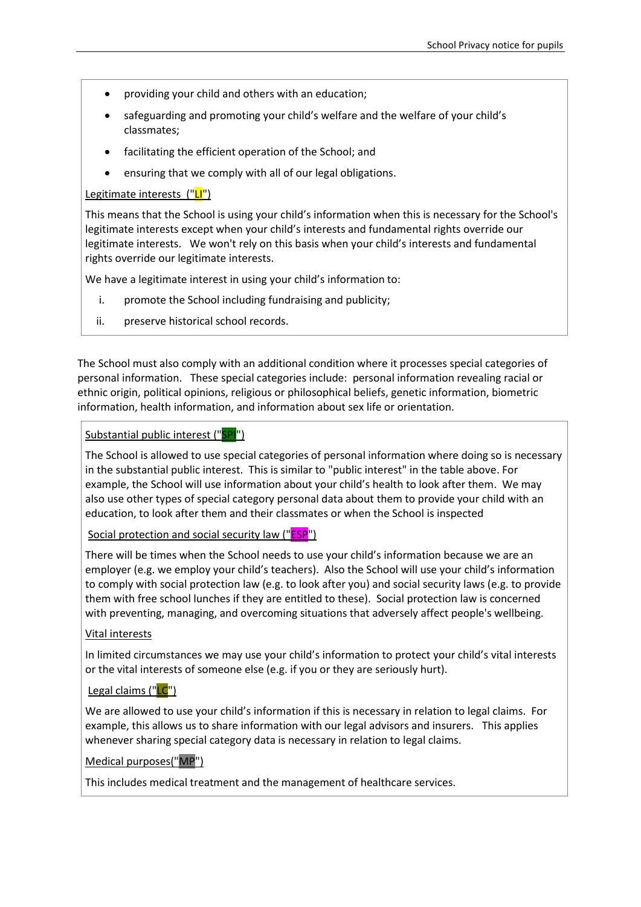- providing your child and others with an education;
- safeguarding and promoting your child's welfare and the welfare of your child's classmates;
- facilitating the efficient operation of the School; and
- ensuring that we comply with all of our legal obligations.

Legitimate interests ("LI")

This means that the School is using your child's information when this is necessary for the School's legitimate interests except when your child's interests and fundamental rights override our legitimate interests. We won't rely on this basis when your child's interests and fundamental rights override our legitimate interests.

We have a legitimate interest in using your child's information to:

i. promote the School including fundraising and publicity;
ii. preserve historical school records.

The School must also comply with an additional condition where it processes special categories of personal information. These special categories include: personal information revealing racial or ethnic origin, political opinions, religious or philosophical beliefs, genetic information, biometric information, health information, and information about sex life or orientation.

Substantial public interest ("SPI")

The School is allowed to use special categories of personal information where doing so is necessary in the substantial public interest. This is similar to "public interest" in the table above. For example, the School will use information about your child's health to look after them. We may also use other types of special category personal data about them to provide your child with an education, to look after them and their classmates or when the School is inspected

Social protection and social security law ("ESP")

There will be times when the School needs to use your child's information because we are an employer (e.g. we employ your child's teachers). Also the School will use your child's information to comply with social protection law (e.g. to look after you) and social security laws (e.g. to provide them with free school lunches if they are entitled to these). Social protection law is concerned with preventing, managing, and overcoming situations that adversely affect people's wellbeing.

Vital interests

In limited circumstances we may use your child's information to protect your child's vital interests or the vital interests of someone else (e.g. if you or they are seriously hurt).

Legal claims ("LC")

We are allowed to use your child's information if this is necessary in relation to legal claims. For example, this allows us to share information with our legal advisors and insurers. This applies whenever sharing special category data is necessary in relation to legal claims.

Medical purposes("MP")

This includes medical treatment and the management of healthcare services.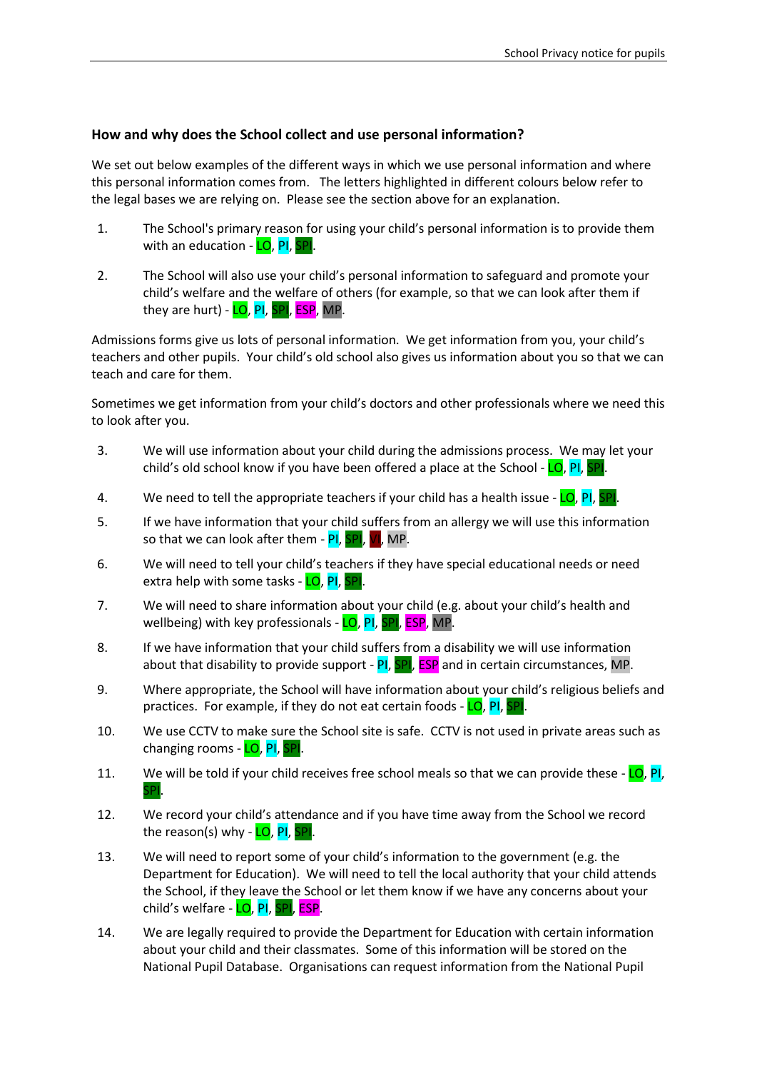### How and why does the School collect and use personal information?

We set out below examples of the different ways in which we use personal information and where this personal information comes from. The letters highlighted in different colours below refer to the legal bases we are relying on. Please see the section above for an explanation.

1. The School's primary reason for using your child's personal information is to provide them with an education - LO, PI, SPI.

2. The School will also use your child's personal information to safeguard and promote your child's welfare and the welfare of others (for example, so that we can look after them if they are hurt) - LO, PI, SPI, ESP, MP.

Admissions forms give us lots of personal information. We get information from you, your child's teachers and other pupils. Your child's old school also gives us information about you so that we can teach and care for them.

Sometimes we get information from your child's doctors and other professionals where we need this to look after you.

3. We will use information about your child during the admissions process. We may let your child's old school know if you have been offered a place at the School - LO, PI, SPI.

4. We need to tell the appropriate teachers if your child has a health issue - LO, PI, SPI.

5. If we have information that your child suffers from an allergy we will use this information so that we can look after them - PI, SPI, VI, MP.

6. We will need to tell your child's teachers if they have special educational needs or need extra help with some tasks - LO, PI, SPI.

7. We will need to share information about your child (e.g. about your child's health and wellbeing) with key professionals - LO, PI, SPI, ESP, MP.

8. If we have information that your child suffers from a disability we will use information about that disability to provide support - PI, SPI, ESP and in certain circumstances, MP.

9. Where appropriate, the School will have information about your child's religious beliefs and practices. For example, if they do not eat certain foods - LO, PI, SPI.

10. We use CCTV to make sure the School site is safe. CCTV is not used in private areas such as changing rooms - LO, PI, SPI.

11. We will be told if your child receives free school meals so that we can provide these - LO, PI, SPI.

12. We record your child's attendance and if you have time away from the School we record the reason(s) why - LO, PI, SPI.

13. We will need to report some of your child's information to the government (e.g. the Department for Education). We will need to tell the local authority that your child attends the School, if they leave the School or let them know if we have any concerns about your child's welfare - LO, PI, SPI, ESP.

14. We are legally required to provide the Department for Education with certain information about your child and their classmates. Some of this information will be stored on the National Pupil Database. Organisations can request information from the National Pupil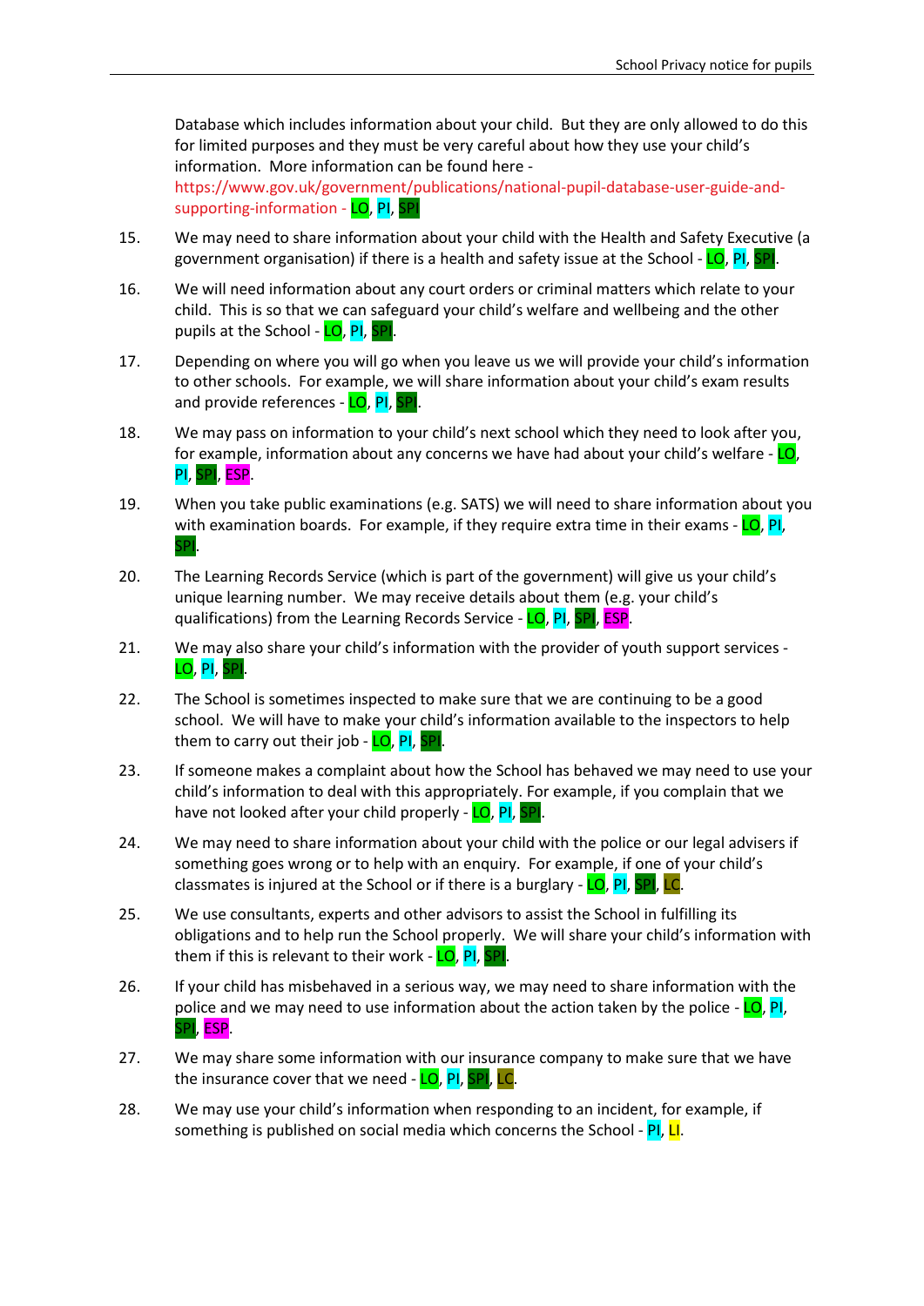Database which includes information about your child. But they are only allowed to do this for limited purposes and they must be very careful about how they use your child's information. More information can be found here - https://www.gov.uk/government/publications/national-pupil-database-user-guide-and-supporting-information - LO, PI, SPI

15. We may need to share information about your child with the Health and Safety Executive (a government organisation) if there is a health and safety issue at the School - LO, PI, SPI.

16. We will need information about any court orders or criminal matters which relate to your child. This is so that we can safeguard your child's welfare and wellbeing and the other pupils at the School - LO, PI, SPI.

17. Depending on where you will go when you leave us we will provide your child's information to other schools. For example, we will share information about your child's exam results and provide references - LO, PI, SPI.

18. We may pass on information to your child's next school which they need to look after you, for example, information about any concerns we have had about your child's welfare - LO, PI, SPI, ESP.

19. When you take public examinations (e.g. SATS) we will need to share information about you with examination boards. For example, if they require extra time in their exams - LO, PI, SPI.

20. The Learning Records Service (which is part of the government) will give us your child's unique learning number. We may receive details about them (e.g. your child's qualifications) from the Learning Records Service - LO, PI, SPI, ESP.

21. We may also share your child's information with the provider of youth support services - LO, PI, SPI.

22. The School is sometimes inspected to make sure that we are continuing to be a good school. We will have to make your child's information available to the inspectors to help them to carry out their job - LO, PI, SPI.

23. If someone makes a complaint about how the School has behaved we may need to use your child's information to deal with this appropriately. For example, if you complain that we have not looked after your child properly - LO, PI, SPI.

24. We may need to share information about your child with the police or our legal advisers if something goes wrong or to help with an enquiry. For example, if one of your child's classmates is injured at the School or if there is a burglary - LO, PI, SPI, LC.

25. We use consultants, experts and other advisors to assist the School in fulfilling its obligations and to help run the School properly. We will share your child's information with them if this is relevant to their work - LO, PI, SPI.

26. If your child has misbehaved in a serious way, we may need to share information with the police and we may need to use information about the action taken by the police - LO, PI, SPI, ESP.

27. We may share some information with our insurance company to make sure that we have the insurance cover that we need - LO, PI, SPI, LC.

28. We may use your child's information when responding to an incident, for example, if something is published on social media which concerns the School - PI, LI.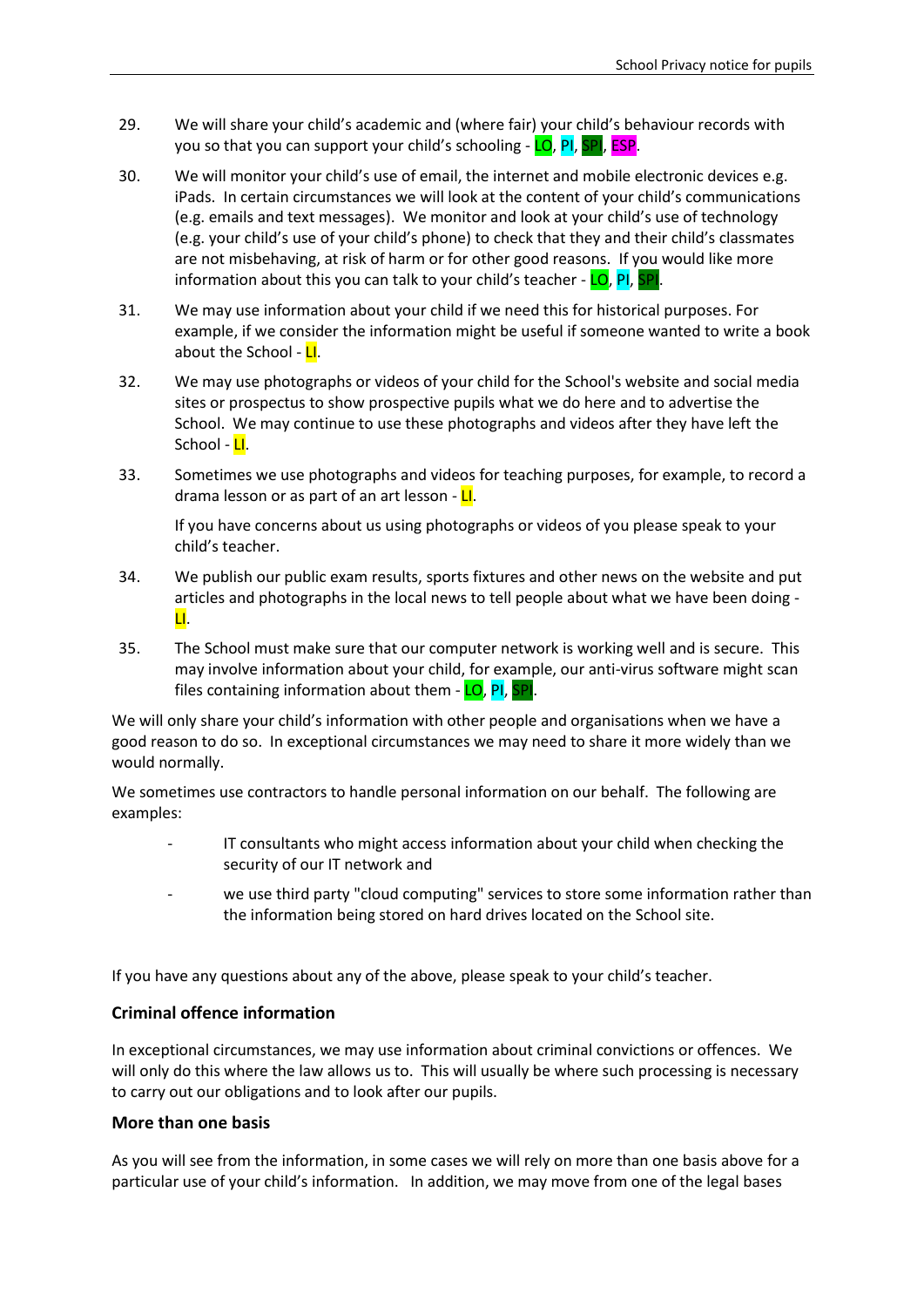29. We will share your child's academic and (where fair) your child's behaviour records with you so that you can support your child's schooling - LO, PI, SPI, ESP.

30. We will monitor your child's use of email, the internet and mobile electronic devices e.g. iPads. In certain circumstances we will look at the content of your child's communications (e.g. emails and text messages). We monitor and look at your child's use of technology (e.g. your child's use of your child's phone) to check that they and their child's classmates are not misbehaving, at risk of harm or for other good reasons. If you would like more information about this you can talk to your child's teacher - LO, PI, SPI.

31. We may use information about your child if we need this for historical purposes. For example, if we consider the information might be useful if someone wanted to write a book about the School - LI.

32. We may use photographs or videos of your child for the School's website and social media sites or prospectus to show prospective pupils what we do here and to advertise the School. We may continue to use these photographs and videos after they have left the School - LI.

33. Sometimes we use photographs and videos for teaching purposes, for example, to record a drama lesson or as part of an art lesson - LI.

    If you have concerns about us using photographs or videos of you please speak to your child's teacher.

34. We publish our public exam results, sports fixtures and other news on the website and put articles and photographs in the local news to tell people about what we have been doing - LI.

35. The School must make sure that our computer network is working well and is secure. This may involve information about your child, for example, our anti-virus software might scan files containing information about them - LO, PI, SPI.

We will only share your child's information with other people and organisations when we have a good reason to do so. In exceptional circumstances we may need to share it more widely than we would normally.

We sometimes use contractors to handle personal information on our behalf. The following are examples:

- IT consultants who might access information about your child when checking the security of our IT network and
- we use third party "cloud computing" services to store some information rather than the information being stored on hard drives located on the School site.

If you have any questions about any of the above, please speak to your child's teacher.

### Criminal offence information

In exceptional circumstances, we may use information about criminal convictions or offences. We will only do this where the law allows us to. This will usually be where such processing is necessary to carry out our obligations and to look after our pupils.

### More than one basis

As you will see from the information, in some cases we will rely on more than one basis above for a particular use of your child's information. In addition, we may move from one of the legal bases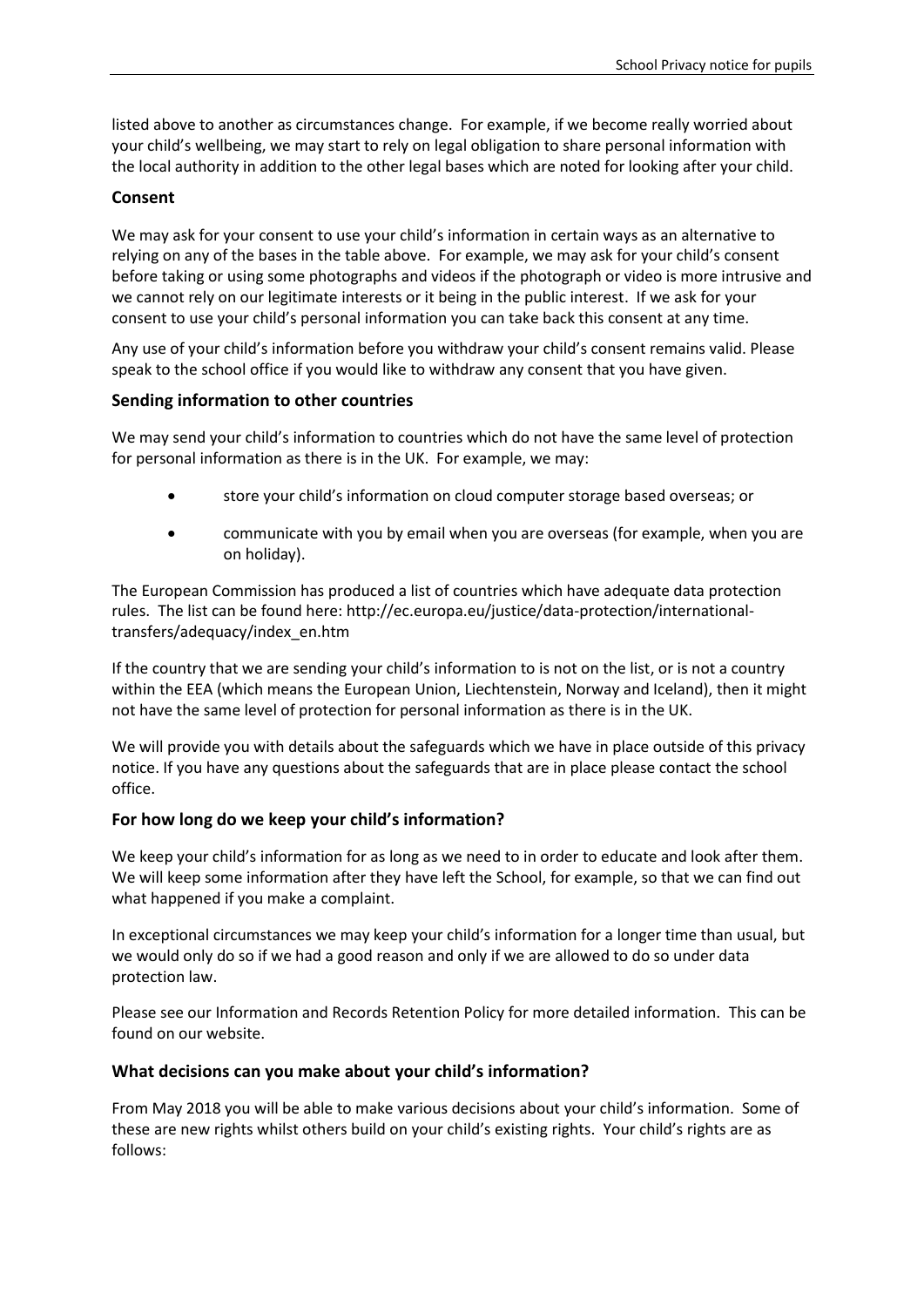listed above to another as circumstances change. For example, if we become really worried about your child's wellbeing, we may start to rely on legal obligation to share personal information with the local authority in addition to the other legal bases which are noted for looking after your child.

### Consent

We may ask for your consent to use your child's information in certain ways as an alternative to relying on any of the bases in the table above. For example, we may ask for your child's consent before taking or using some photographs and videos if the photograph or video is more intrusive and we cannot rely on our legitimate interests or it being in the public interest. If we ask for your consent to use your child's personal information you can take back this consent at any time.

Any use of your child's information before you withdraw your child's consent remains valid. Please speak to the school office if you would like to withdraw any consent that you have given.

### Sending information to other countries

We may send your child's information to countries which do not have the same level of protection for personal information as there is in the UK. For example, we may:

- store your child's information on cloud computer storage based overseas; or
- communicate with you by email when you are overseas (for example, when you are on holiday).

The European Commission has produced a list of countries which have adequate data protection rules. The list can be found here: http://ec.europa.eu/justice/data-protection/international-transfers/adequacy/index_en.htm

If the country that we are sending your child's information to is not on the list, or is not a country within the EEA (which means the European Union, Liechtenstein, Norway and Iceland), then it might not have the same level of protection for personal information as there is in the UK.

We will provide you with details about the safeguards which we have in place outside of this privacy notice. If you have any questions about the safeguards that are in place please contact the school office.

### For how long do we keep your child's information?

We keep your child's information for as long as we need to in order to educate and look after them. We will keep some information after they have left the School, for example, so that we can find out what happened if you make a complaint.

In exceptional circumstances we may keep your child's information for a longer time than usual, but we would only do so if we had a good reason and only if we are allowed to do so under data protection law.

Please see our Information and Records Retention Policy for more detailed information. This can be found on our website.

### What decisions can you make about your child's information?

From May 2018 you will be able to make various decisions about your child's information. Some of these are new rights whilst others build on your child's existing rights. Your child's rights are as follows: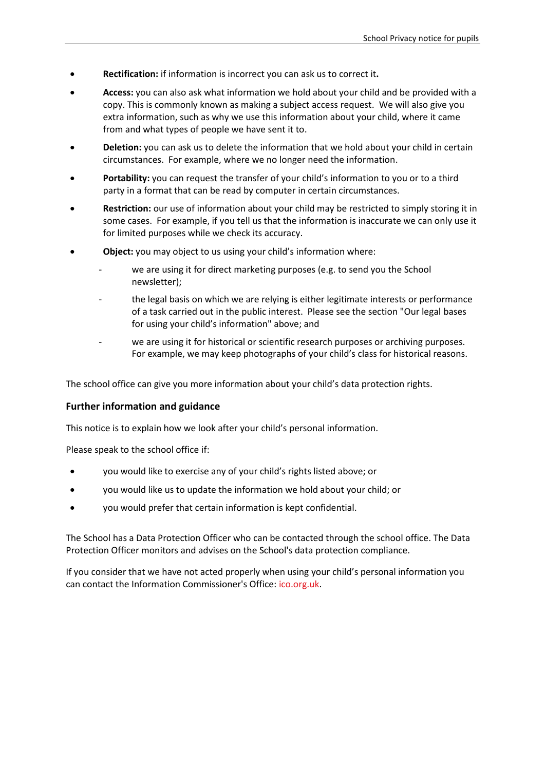- **Rectification:** if information is incorrect you can ask us to correct it**.**
- **Access:** you can also ask what information we hold about your child and be provided with a copy. This is commonly known as making a subject access request. We will also give you extra information, such as why we use this information about your child, where it came from and what types of people we have sent it to.
- **Deletion:** you can ask us to delete the information that we hold about your child in certain circumstances. For example, where we no longer need the information.
- **Portability:** you can request the transfer of your child's information to you or to a third party in a format that can be read by computer in certain circumstances.
- **Restriction:** our use of information about your child may be restricted to simply storing it in some cases. For example, if you tell us that the information is inaccurate we can only use it for limited purposes while we check its accuracy.
- **Object:** you may object to us using your child's information where:
  - we are using it for direct marketing purposes (e.g. to send you the School newsletter);
  - the legal basis on which we are relying is either legitimate interests or performance of a task carried out in the public interest. Please see the section "Our legal bases for using your child's information" above; and
  - we are using it for historical or scientific research purposes or archiving purposes. For example, we may keep photographs of your child's class for historical reasons.

The school office can give you more information about your child's data protection rights.

### Further information and guidance

This notice is to explain how we look after your child's personal information.

Please speak to the school office if:

- you would like to exercise any of your child's rights listed above; or
- you would like us to update the information we hold about your child; or
- you would prefer that certain information is kept confidential.

The School has a Data Protection Officer who can be contacted through the school office. The Data Protection Officer monitors and advises on the School's data protection compliance.

If you consider that we have not acted properly when using your child's personal information you can contact the Information Commissioner's Office: ico.org.uk.